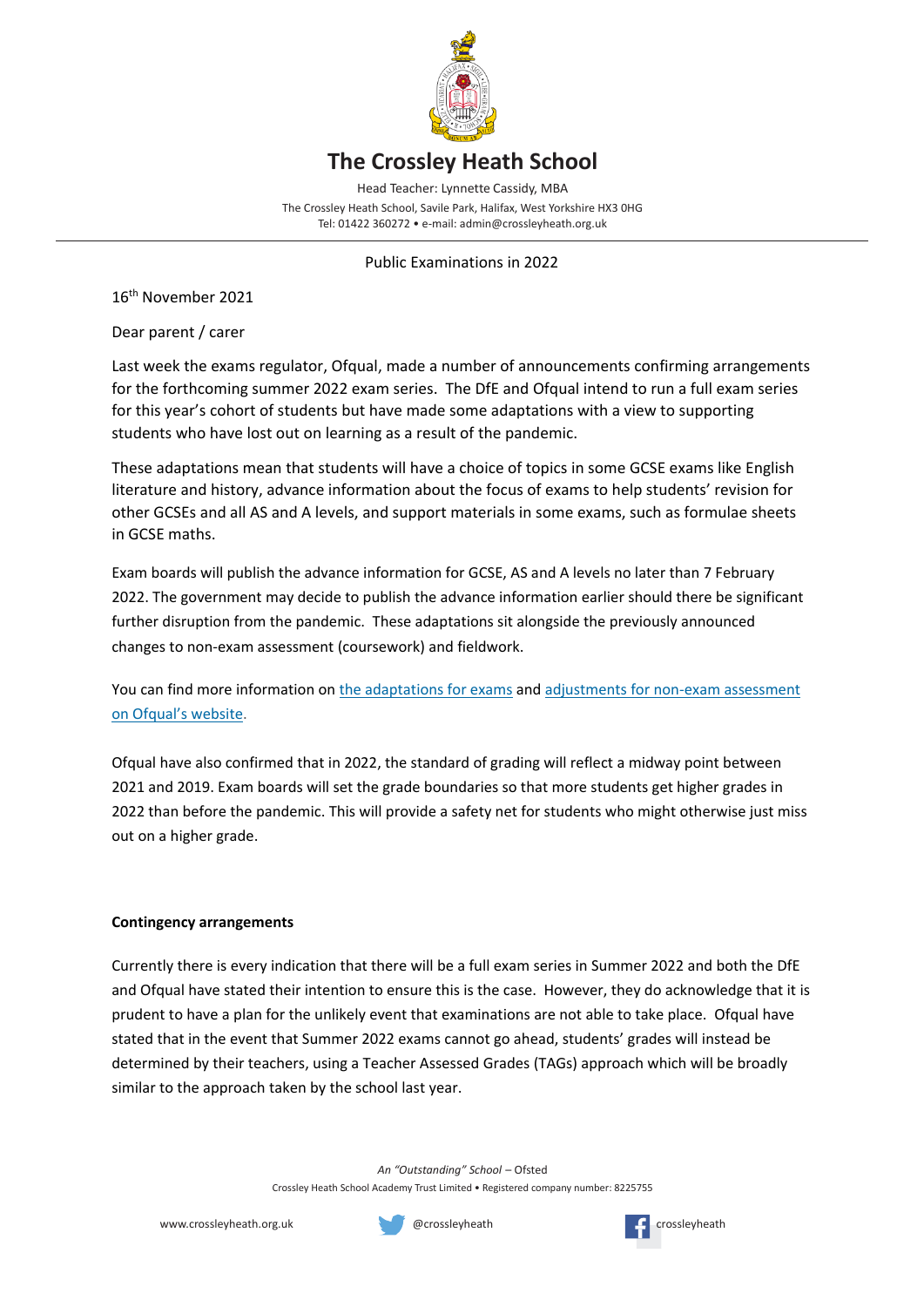# The Crossley Heath School

Head Teacher: Lynnette Cassidy, MBA

The Crossley Heath School, Savile Park, Halifax, West Yorkshire HX3 0HG

Tel: 01422 360272 • e-mail: admin@crossleyheath.org.uk

---

Public Examinations in 2022

16th November 2021

Dear parent / carer

Last week the exams regulator, Ofqual, made a number of announcements confirming arrangements for the forthcoming summer 2022 exam series. The DfE and Ofqual intend to run a full exam series for this year's cohort of students but have made some adaptations with a view to supporting students who have lost out on learning as a result of the pandemic.

These adaptations mean that students will have a choice of topics in some GCSE exams like English literature and history, advance information about the focus of exams to help students' revision for other GCSEs and all AS and A levels, and support materials in some exams, such as formulae sheets in GCSE maths.

Exam boards will publish the advance information for GCSE, AS and A levels no later than 7 February 2022. The government may decide to publish the advance information earlier should there be significant further disruption from the pandemic. These adaptations sit alongside the previously announced changes to non-exam assessment (coursework) and fieldwork.

You can find more information on the adaptations for exams and adjustments for non-exam assessment on Ofqual's website.

Ofqual have also confirmed that in 2022, the standard of grading will reflect a midway point between 2021 and 2019. Exam boards will set the grade boundaries so that more students get higher grades in 2022 than before the pandemic. This will provide a safety net for students who might otherwise just miss out on a higher grade.

**Contingency arrangements**

Currently there is every indication that there will be a full exam series in Summer 2022 and both the DfE and Ofqual have stated their intention to ensure this is the case. However, they do acknowledge that it is prudent to have a plan for the unlikely event that examinations are not able to take place. Ofqual have stated that in the event that Summer 2022 exams cannot go ahead, students' grades will instead be determined by their teachers, using a Teacher Assessed Grades (TAGs) approach which will be broadly similar to the approach taken by the school last year.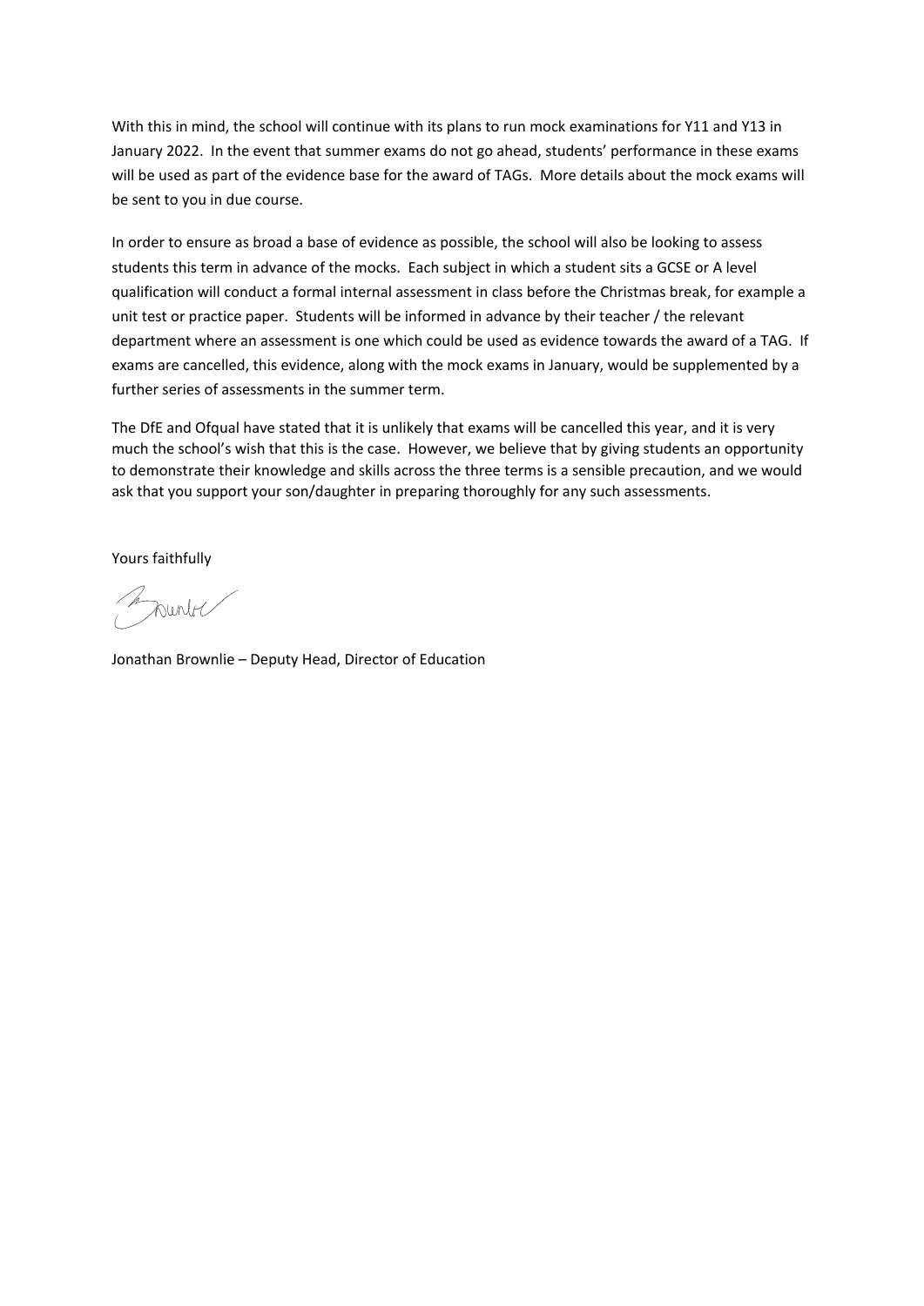With this in mind, the school will continue with its plans to run mock examinations for Y11 and Y13 in January 2022. In the event that summer exams do not go ahead, students' performance in these exams will be used as part of the evidence base for the award of TAGs. More details about the mock exams will be sent to you in due course.

In order to ensure as broad a base of evidence as possible, the school will also be looking to assess students this term in advance of the mocks. Each subject in which a student sits a GCSE or A level qualification will conduct a formal internal assessment in class before the Christmas break, for example a unit test or practice paper. Students will be informed in advance by their teacher / the relevant department where an assessment is one which could be used as evidence towards the award of a TAG. If exams are cancelled, this evidence, along with the mock exams in January, would be supplemented by a further series of assessments in the summer term.

The DfE and Ofqual have stated that it is unlikely that exams will be cancelled this year, and it is very much the school's wish that this is the case. However, we believe that by giving students an opportunity to demonstrate their knowledge and skills across the three terms is a sensible precaution, and we would ask that you support your son/daughter in preparing thoroughly for any such assessments.

Yours faithfully

Jonathan Brownlie – Deputy Head, Director of Education